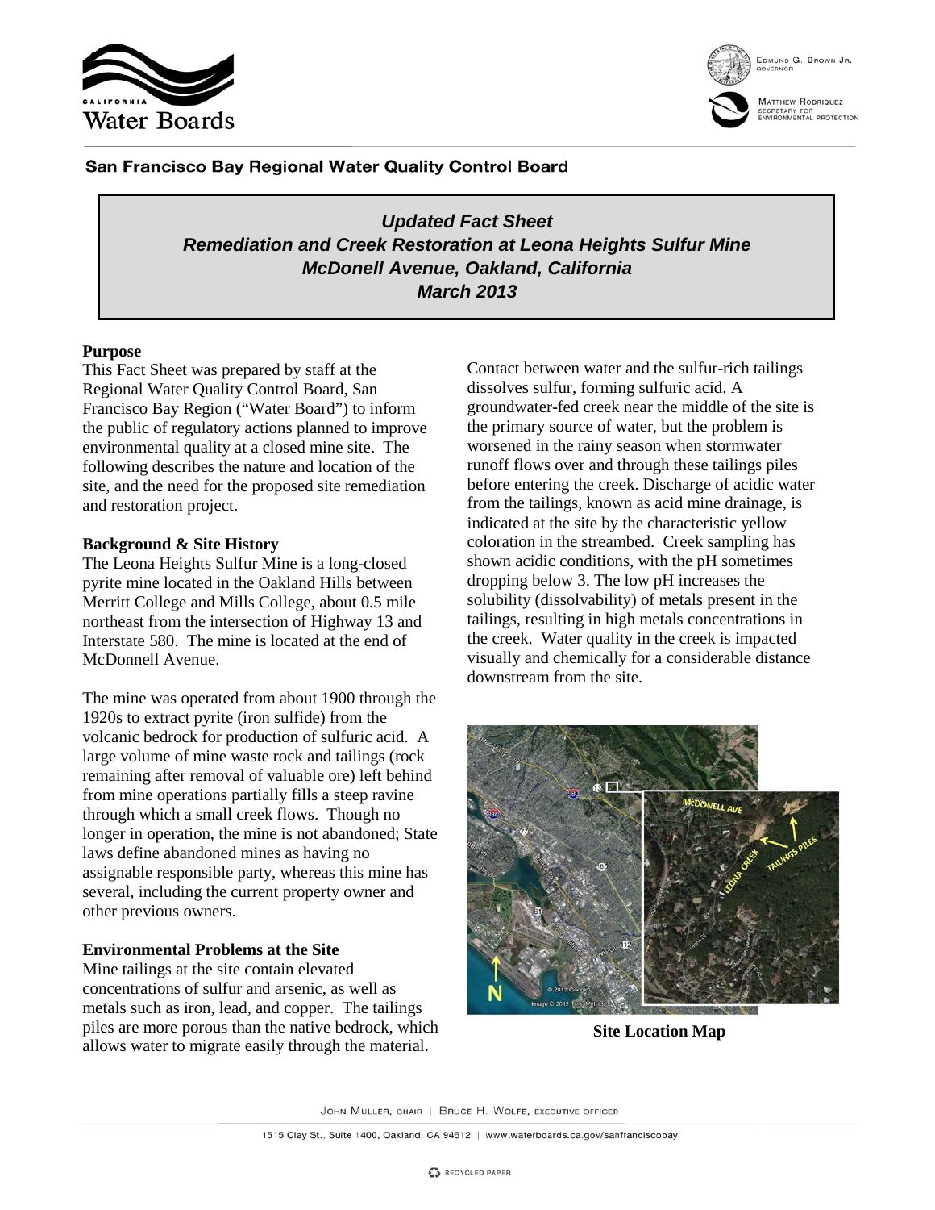San Francisco Bay Regional Water Quality Control Board

# *Updated Fact Sheet*
# *Remediation and Creek Restoration at Leona Heights Sulfur Mine*
# *McDonell Avenue, Oakland, California*
# *March 2013*

**Purpose**

This Fact Sheet was prepared by staff at the Regional Water Quality Control Board, San Francisco Bay Region ("Water Board") to inform the public of regulatory actions planned to improve environmental quality at a closed mine site. The following describes the nature and location of the site, and the need for the proposed site remediation and restoration project.

**Background & Site History**

The Leona Heights Sulfur Mine is a long-closed pyrite mine located in the Oakland Hills between Merritt College and Mills College, about 0.5 mile northeast from the intersection of Highway 13 and Interstate 580. The mine is located at the end of McDonnell Avenue.

The mine was operated from about 1900 through the 1920s to extract pyrite (iron sulfide) from the volcanic bedrock for production of sulfuric acid. A large volume of mine waste rock and tailings (rock remaining after removal of valuable ore) left behind from mine operations partially fills a steep ravine through which a small creek flows. Though no longer in operation, the mine is not abandoned; State laws define abandoned mines as having no assignable responsible party, whereas this mine has several, including the current property owner and other previous owners.

**Environmental Problems at the Site**

Mine tailings at the site contain elevated concentrations of sulfur and arsenic, as well as metals such as iron, lead, and copper. The tailings piles are more porous than the native bedrock, which allows water to migrate easily through the material. Contact between water and the sulfur-rich tailings dissolves sulfur, forming sulfuric acid. A groundwater-fed creek near the middle of the site is the primary source of water, but the problem is worsened in the rainy season when stormwater runoff flows over and through these tailings piles before entering the creek. Discharge of acidic water from the tailings, known as acid mine drainage, is indicated at the site by the characteristic yellow coloration in the streambed. Creek sampling has shown acidic conditions, with the pH sometimes dropping below 3. The low pH increases the solubility (dissolvability) of metals present in the tailings, resulting in high metals concentrations in the creek. Water quality in the creek is impacted visually and chemically for a considerable distance downstream from the site.

**Site Location Map**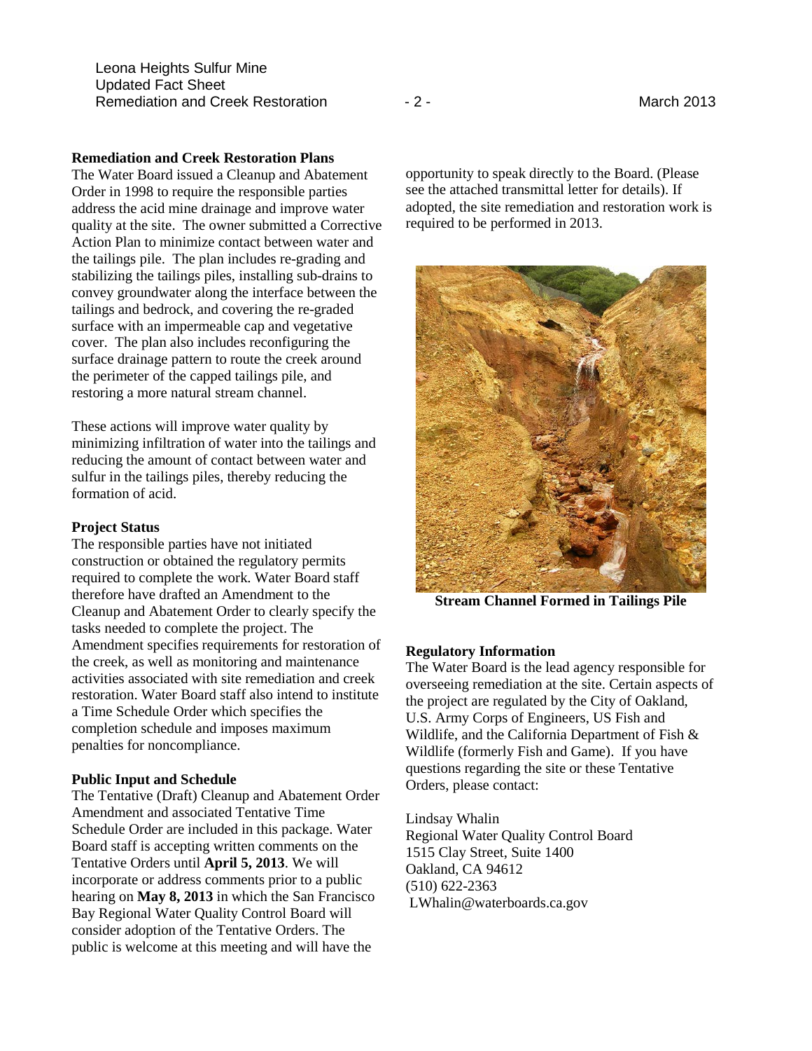### Remediation and Creek Restoration Plans

The Water Board issued a Cleanup and Abatement Order in 1998 to require the responsible parties address the acid mine drainage and improve water quality at the site. The owner submitted a Corrective Action Plan to minimize contact between water and the tailings pile. The plan includes re-grading and stabilizing the tailings piles, installing sub-drains to convey groundwater along the interface between the tailings and bedrock, and covering the re-graded surface with an impermeable cap and vegetative cover. The plan also includes reconfiguring the surface drainage pattern to route the creek around the perimeter of the capped tailings pile, and restoring a more natural stream channel.

These actions will improve water quality by minimizing infiltration of water into the tailings and reducing the amount of contact between water and sulfur in the tailings piles, thereby reducing the formation of acid.

### Project Status

The responsible parties have not initiated construction or obtained the regulatory permits required to complete the work. Water Board staff therefore have drafted an Amendment to the Cleanup and Abatement Order to clearly specify the tasks needed to complete the project. The Amendment specifies requirements for restoration of the creek, as well as monitoring and maintenance activities associated with site remediation and creek restoration. Water Board staff also intend to institute a Time Schedule Order which specifies the completion schedule and imposes maximum penalties for noncompliance.

### Public Input and Schedule

The Tentative (Draft) Cleanup and Abatement Order Amendment and associated Tentative Time Schedule Order are included in this package. Water Board staff is accepting written comments on the Tentative Orders until **April 5, 2013**. We will incorporate or address comments prior to a public hearing on **May 8, 2013** in which the San Francisco Bay Regional Water Quality Control Board will consider adoption of the Tentative Orders. The public is welcome at this meeting and will have the opportunity to speak directly to the Board. (Please see the attached transmittal letter for details). If adopted, the site remediation and restoration work is required to be performed in 2013.

**Stream Channel Formed in Tailings Pile**

### Regulatory Information

The Water Board is the lead agency responsible for overseeing remediation at the site. Certain aspects of the project are regulated by the City of Oakland, U.S. Army Corps of Engineers, US Fish and Wildlife, and the California Department of Fish & Wildlife (formerly Fish and Game). If you have questions regarding the site or these Tentative Orders, please contact:

Lindsay Whalin
Regional Water Quality Control Board
1515 Clay Street, Suite 1400
Oakland, CA 94612
(510) 622-2363
LWhalin@waterboards.ca.gov